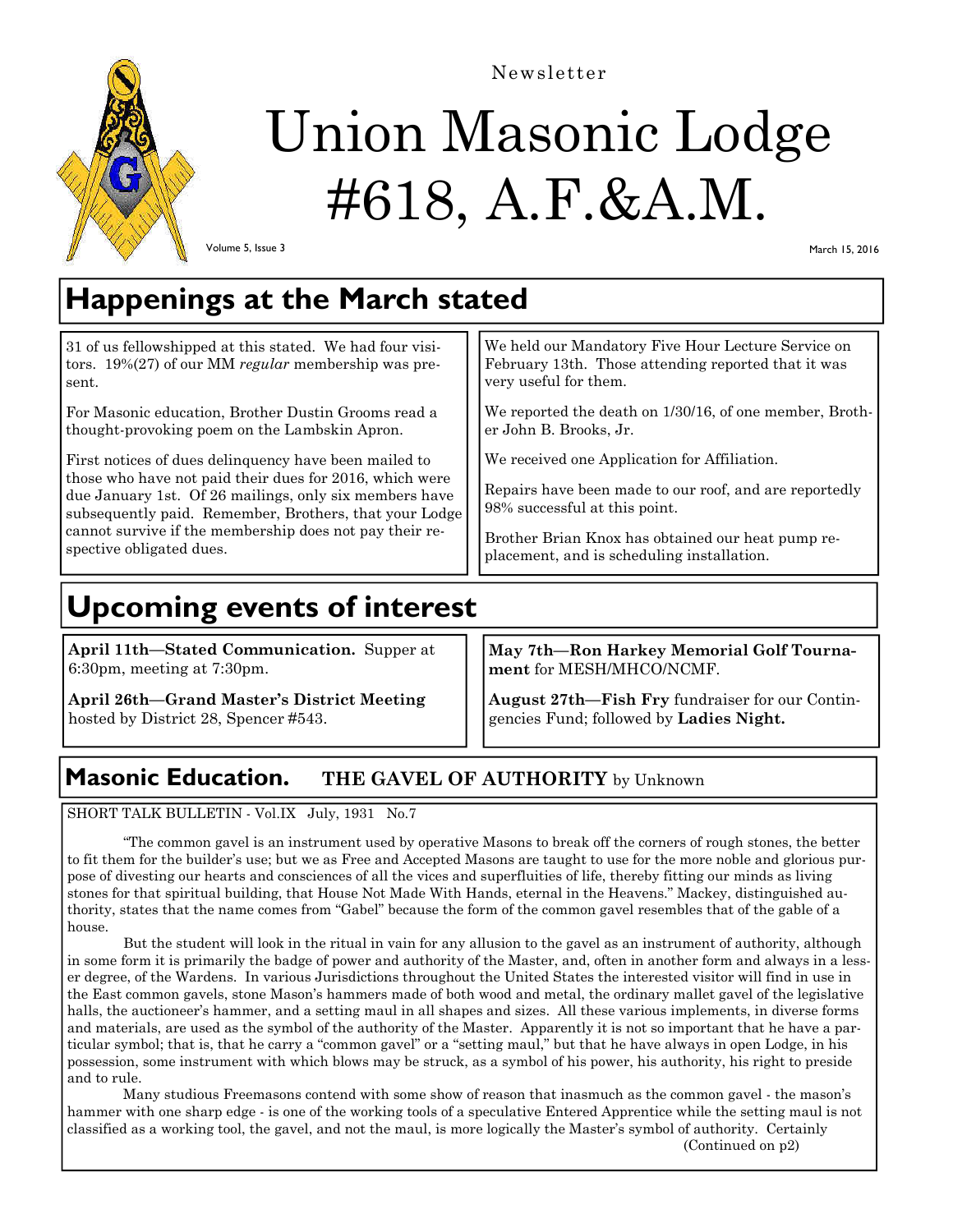Newsletter

# Union Masonic Lodge #618, A.F.&A.M.

Volume 5, Issue 3

March 15, 2016

## Happenings at the March stated

31 of us fellowshipped at this stated. We had four visitors. 19%(27) of our MM *regular* membership was present.

For Masonic education, Brother Dustin Grooms read a thought-provoking poem on the Lambskin Apron.

First notices of dues delinquency have been mailed to those who have not paid their dues for 2016, which were due January 1st. Of 26 mailings, only six members have subsequently paid. Remember, Brothers, that your Lodge cannot survive if the membership does not pay their respective obligated dues.

We held our Mandatory Five Hour Lecture Service on February 13th. Those attending reported that it was very useful for them.

We reported the death on 1/30/16, of one member, Brother John B. Brooks, Jr.

We received one Application for Affiliation.

Repairs have been made to our roof, and are reportedly 98% successful at this point.

Brother Brian Knox has obtained our heat pump replacement, and is scheduling installation.

## Upcoming events of interest

**April 11th—Stated Communication.** Supper at 6:30pm, meeting at 7:30pm.

**April 26th—Grand Master's District Meeting** hosted by District 28, Spencer #543.

**May 7th—Ron Harkey Memorial Golf Tournament** for MESH/MHCO/NCMF.

**August 27th—Fish Fry** fundraiser for our Contingencies Fund; followed by **Ladies Night.**

## Masonic Education. THE GAVEL OF AUTHORITY by Unknown

SHORT TALK BULLETIN - Vol.IX July, 1931 No.7

"The common gavel is an instrument used by operative Masons to break off the corners of rough stones, the better to fit them for the builder's use; but we as Free and Accepted Masons are taught to use for the more noble and glorious purpose of divesting our hearts and consciences of all the vices and superfluities of life, thereby fitting our minds as living stones for that spiritual building, that House Not Made With Hands, eternal in the Heavens." Mackey, distinguished authority, states that the name comes from "Gabel" because the form of the common gavel resembles that of the gable of a house.

But the student will look in the ritual in vain for any allusion to the gavel as an instrument of authority, although in some form it is primarily the badge of power and authority of the Master, and, often in another form and always in a lesser degree, of the Wardens. In various Jurisdictions throughout the United States the interested visitor will find in use in the East common gavels, stone Mason's hammers made of both wood and metal, the ordinary mallet gavel of the legislative halls, the auctioneer's hammer, and a setting maul in all shapes and sizes. All these various implements, in diverse forms and materials, are used as the symbol of the authority of the Master. Apparently it is not so important that he have a particular symbol; that is, that he carry a "common gavel" or a "setting maul," but that he have always in open Lodge, in his possession, some instrument with which blows may be struck, as a symbol of his power, his authority, his right to preside and to rule.

Many studious Freemasons contend with some show of reason that inasmuch as the common gavel - the mason's hammer with one sharp edge - is one of the working tools of a speculative Entered Apprentice while the setting maul is not classified as a working tool, the gavel, and not the maul, is more logically the Master's symbol of authority. Certainly

(Continued on p2)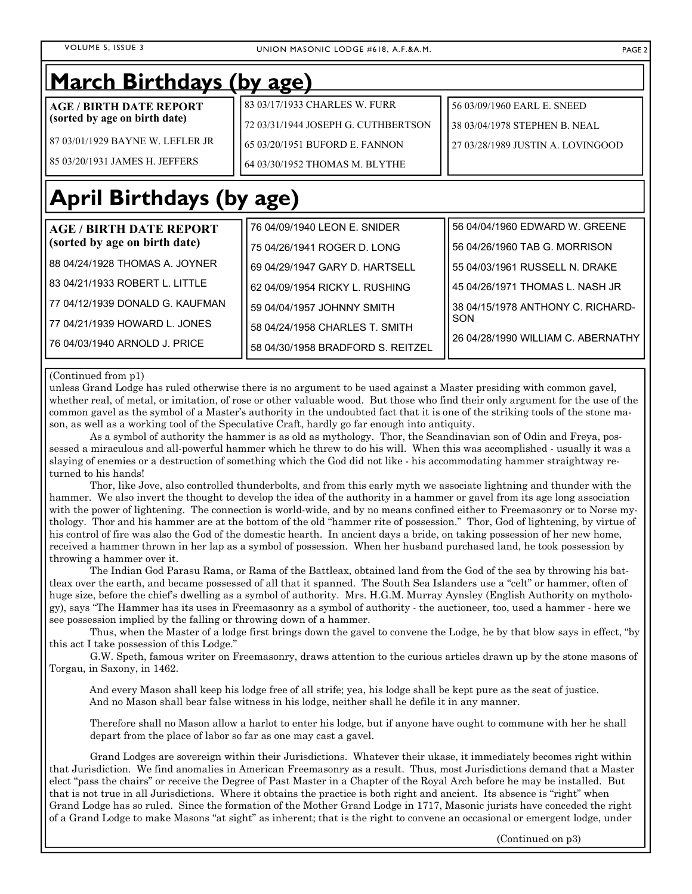## March Birthdays (by age)

**AGE / BIRTH DATE REPORT**
**(sorted by age on birth date)**

87 03/01/1929 BAYNE W. LEFLER JR

85 03/20/1931 JAMES H. JEFFERS

83 03/17/1933 CHARLES W. FURR

72 03/31/1944 JOSEPH G. CUTHBERTSON

65 03/20/1951 BUFORD E. FANNON

64 03/30/1952 THOMAS M. BLYTHE

56 03/09/1960 EARL E. SNEED

38 03/04/1978 STEPHEN B. NEAL

27 03/28/1989 JUSTIN A. LOVINGOOD

## April Birthdays (by age)

**AGE / BIRTH DATE REPORT**
**(sorted by age on birth date)**

88 04/24/1928 THOMAS A. JOYNER

83 04/21/1933 ROBERT L. LITTLE

77 04/12/1939 DONALD G. KAUFMAN

77 04/21/1939 HOWARD L. JONES

76 04/03/1940 ARNOLD J. PRICE

76 04/09/1940 LEON E. SNIDER

75 04/26/1941 ROGER D. LONG

69 04/29/1947 GARY D. HARTSELL

62 04/09/1954 RICKY L. RUSHING

59 04/04/1957 JOHNNY SMITH

58 04/24/1958 CHARLES T. SMITH

58 04/30/1958 BRADFORD S. REITZEL

56 04/04/1960 EDWARD W. GREENE

56 04/26/1960 TAB G. MORRISON

55 04/03/1961 RUSSELL N. DRAKE

45 04/26/1971 THOMAS L. NASH JR

38 04/15/1978 ANTHONY C. RICHARDSON

26 04/28/1990 WILLIAM C. ABERNATHY

(Continued from p1)

unless Grand Lodge has ruled otherwise there is no argument to be used against a Master presiding with common gavel, whether real, of metal, or imitation, of rose or other valuable wood. But those who find their only argument for the use of the common gavel as the symbol of a Master's authority in the undoubted fact that it is one of the striking tools of the stone mason, as well as a working tool of the Speculative Craft, hardly go far enough into antiquity.

As a symbol of authority the hammer is as old as mythology. Thor, the Scandinavian son of Odin and Freya, possessed a miraculous and all-powerful hammer which he threw to do his will. When this was accomplished - usually it was a slaying of enemies or a destruction of something which the God did not like - his accommodating hammer straightway returned to his hands!

Thor, like Jove, also controlled thunderbolts, and from this early myth we associate lightning and thunder with the hammer. We also invert the thought to develop the idea of the authority in a hammer or gavel from its age long association with the power of lightening. The connection is world-wide, and by no means confined either to Freemasonry or to Norse mythology. Thor and his hammer are at the bottom of the old "hammer rite of possession." Thor, God of lightening, by virtue of his control of fire was also the God of the domestic hearth. In ancient days a bride, on taking possession of her new home, received a hammer thrown in her lap as a symbol of possession. When her husband purchased land, he took possession by throwing a hammer over it.

The Indian God Parasu Rama, or Rama of the Battleax, obtained land from the God of the sea by throwing his battleax over the earth, and became possessed of all that it spanned. The South Sea Islanders use a "celt" or hammer, often of huge size, before the chief's dwelling as a symbol of authority. Mrs. H.G.M. Murray Aynsley (English Authority on mythology), says "The Hammer has its uses in Freemasonry as a symbol of authority - the auctioneer, too, used a hammer - here we see possession implied by the falling or throwing down of a hammer.

Thus, when the Master of a lodge first brings down the gavel to convene the Lodge, he by that blow says in effect, "by this act I take possession of this Lodge."

G.W. Speth, famous writer on Freemasonry, draws attention to the curious articles drawn up by the stone masons of Torgau, in Saxony, in 1462.

> And every Mason shall keep his lodge free of all strife; yea, his lodge shall be kept pure as the seat of justice. And no Mason shall bear false witness in his lodge, neither shall he defile it in any manner.
>
> Therefore shall no Mason allow a harlot to enter his lodge, but if anyone have ought to commune with her he shall depart from the place of labor so far as one may cast a gavel.

Grand Lodges are sovereign within their Jurisdictions. Whatever their ukase, it immediately becomes right within that Jurisdiction. We find anomalies in American Freemasonry as a result. Thus, most Jurisdictions demand that a Master elect "pass the chairs" or receive the Degree of Past Master in a Chapter of the Royal Arch before he may be installed. But that is not true in all Jurisdictions. Where it obtains the practice is both right and ancient. Its absence is "right" when Grand Lodge has so ruled. Since the formation of the Mother Grand Lodge in 1717, Masonic jurists have conceded the right of a Grand Lodge to make Masons "at sight" as inherent; that is the right to convene an occasional or emergent lodge, under

(Continued on p3)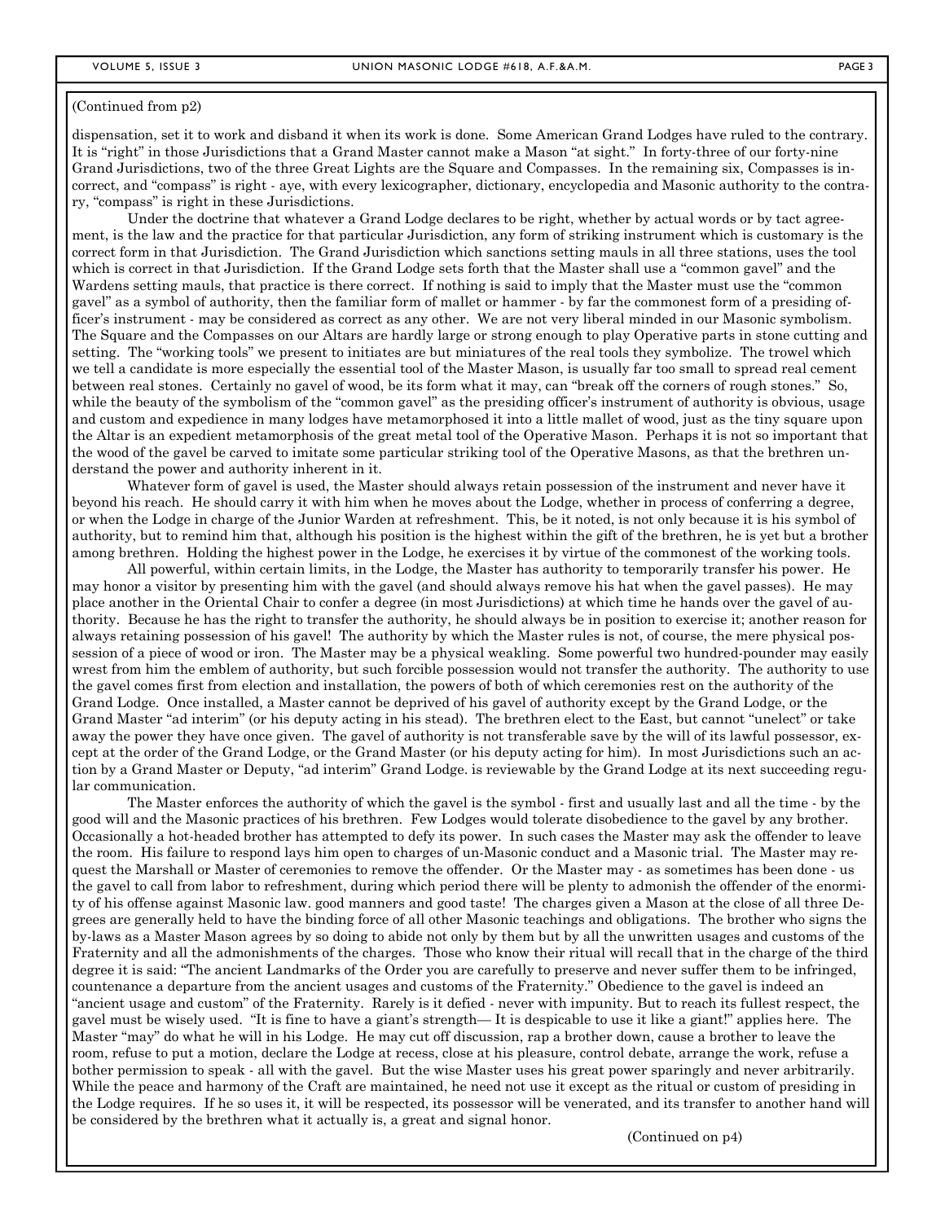(Continued from p2)

dispensation, set it to work and disband it when its work is done. Some American Grand Lodges have ruled to the contrary. It is "right" in those Jurisdictions that a Grand Master cannot make a Mason "at sight." In forty-three of our forty-nine Grand Jurisdictions, two of the three Great Lights are the Square and Compasses. In the remaining six, Compasses is incorrect, and "compass" is right - aye, with every lexicographer, dictionary, encyclopedia and Masonic authority to the contrary, "compass" is right in these Jurisdictions.

Under the doctrine that whatever a Grand Lodge declares to be right, whether by actual words or by tact agreement, is the law and the practice for that particular Jurisdiction, any form of striking instrument which is customary is the correct form in that Jurisdiction. The Grand Jurisdiction which sanctions setting mauls in all three stations, uses the tool which is correct in that Jurisdiction. If the Grand Lodge sets forth that the Master shall use a "common gavel" and the Wardens setting mauls, that practice is there correct. If nothing is said to imply that the Master must use the "common gavel" as a symbol of authority, then the familiar form of mallet or hammer - by far the commonest form of a presiding officer's instrument - may be considered as correct as any other. We are not very liberal minded in our Masonic symbolism. The Square and the Compasses on our Altars are hardly large or strong enough to play Operative parts in stone cutting and setting. The "working tools" we present to initiates are but miniatures of the real tools they symbolize. The trowel which we tell a candidate is more especially the essential tool of the Master Mason, is usually far too small to spread real cement between real stones. Certainly no gavel of wood, be its form what it may, can "break off the corners of rough stones." So, while the beauty of the symbolism of the "common gavel" as the presiding officer's instrument of authority is obvious, usage and custom and expedience in many lodges have metamorphosed it into a little mallet of wood, just as the tiny square upon the Altar is an expedient metamorphosis of the great metal tool of the Operative Mason. Perhaps it is not so important that the wood of the gavel be carved to imitate some particular striking tool of the Operative Masons, as that the brethren understand the power and authority inherent in it.

Whatever form of gavel is used, the Master should always retain possession of the instrument and never have it beyond his reach. He should carry it with him when he moves about the Lodge, whether in process of conferring a degree, or when the Lodge in charge of the Junior Warden at refreshment. This, be it noted, is not only because it is his symbol of authority, but to remind him that, although his position is the highest within the gift of the brethren, he is yet but a brother among brethren. Holding the highest power in the Lodge, he exercises it by virtue of the commonest of the working tools.

All powerful, within certain limits, in the Lodge, the Master has authority to temporarily transfer his power. He may honor a visitor by presenting him with the gavel (and should always remove his hat when the gavel passes). He may place another in the Oriental Chair to confer a degree (in most Jurisdictions) at which time he hands over the gavel of authority. Because he has the right to transfer the authority, he should always be in position to exercise it; another reason for always retaining possession of his gavel! The authority by which the Master rules is not, of course, the mere physical possession of a piece of wood or iron. The Master may be a physical weakling. Some powerful two hundred-pounder may easily wrest from him the emblem of authority, but such forcible possession would not transfer the authority. The authority to use the gavel comes first from election and installation, the powers of both of which ceremonies rest on the authority of the Grand Lodge. Once installed, a Master cannot be deprived of his gavel of authority except by the Grand Lodge, or the Grand Master "ad interim" (or his deputy acting in his stead). The brethren elect to the East, but cannot "unelect" or take away the power they have once given. The gavel of authority is not transferable save by the will of its lawful possessor, except at the order of the Grand Lodge, or the Grand Master (or his deputy acting for him). In most Jurisdictions such an action by a Grand Master or Deputy, "ad interim" Grand Lodge. is reviewable by the Grand Lodge at its next succeeding regular communication.

The Master enforces the authority of which the gavel is the symbol - first and usually last and all the time - by the good will and the Masonic practices of his brethren. Few Lodges would tolerate disobedience to the gavel by any brother. Occasionally a hot-headed brother has attempted to defy its power. In such cases the Master may ask the offender to leave the room. His failure to respond lays him open to charges of un-Masonic conduct and a Masonic trial. The Master may request the Marshall or Master of ceremonies to remove the offender. Or the Master may - as sometimes has been done - us the gavel to call from labor to refreshment, during which period there will be plenty to admonish the offender of the enormity of his offense against Masonic law. good manners and good taste! The charges given a Mason at the close of all three Degrees are generally held to have the binding force of all other Masonic teachings and obligations. The brother who signs the by-laws as a Master Mason agrees by so doing to abide not only by them but by all the unwritten usages and customs of the Fraternity and all the admonishments of the charges. Those who know their ritual will recall that in the charge of the third degree it is said: "The ancient Landmarks of the Order you are carefully to preserve and never suffer them to be infringed, countenance a departure from the ancient usages and customs of the Fraternity." Obedience to the gavel is indeed an "ancient usage and custom" of the Fraternity. Rarely is it defied - never with impunity. But to reach its fullest respect, the gavel must be wisely used. "It is fine to have a giant's strength— It is despicable to use it like a giant!" applies here. The Master "may" do what he will in his Lodge. He may cut off discussion, rap a brother down, cause a brother to leave the room, refuse to put a motion, declare the Lodge at recess, close at his pleasure, control debate, arrange the work, refuse a bother permission to speak - all with the gavel. But the wise Master uses his great power sparingly and never arbitrarily. While the peace and harmony of the Craft are maintained, he need not use it except as the ritual or custom of presiding in the Lodge requires. If he so uses it, it will be respected, its possessor will be venerated, and its transfer to another hand will be considered by the brethren what it actually is, a great and signal honor.

(Continued on p4)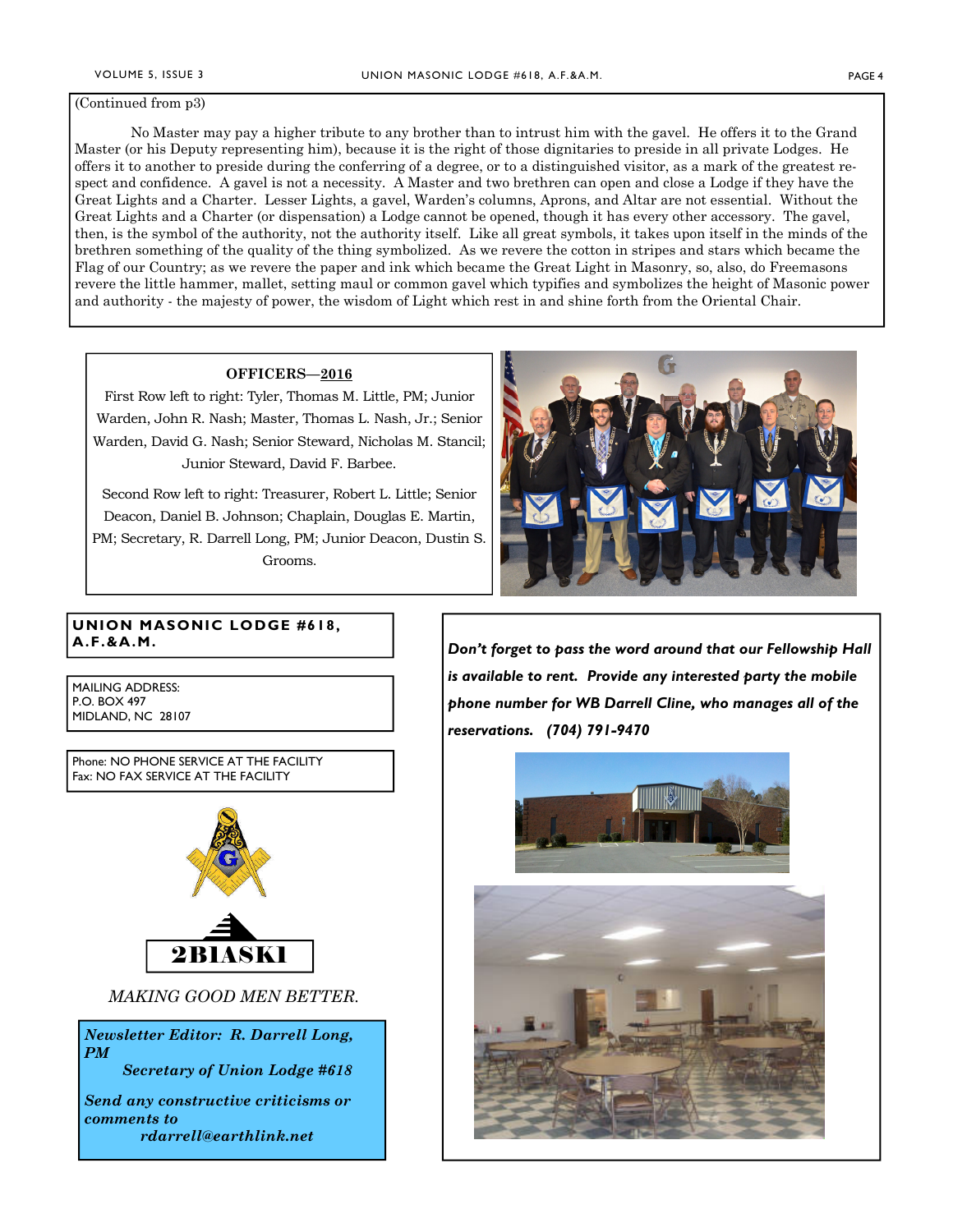(Continued from p3)

No Master may pay a higher tribute to any brother than to intrust him with the gavel. He offers it to the Grand Master (or his Deputy representing him), because it is the right of those dignitaries to preside in all private Lodges. He offers it to another to preside during the conferring of a degree, or to a distinguished visitor, as a mark of the greatest respect and confidence. A gavel is not a necessity. A Master and two brethren can open and close a Lodge if they have the Great Lights and a Charter. Lesser Lights, a gavel, Warden's columns, Aprons, and Altar are not essential. Without the Great Lights and a Charter (or dispensation) a Lodge cannot be opened, though it has every other accessory. The gavel, then, is the symbol of the authority, not the authority itself. Like all great symbols, it takes upon itself in the minds of the brethren something of the quality of the thing symbolized. As we revere the cotton in stripes and stars which became the Flag of our Country; as we revere the paper and ink which became the Great Light in Masonry, so, also, do Freemasons revere the little hammer, mallet, setting maul or common gavel which typifies and symbolizes the height of Masonic power and authority - the majesty of power, the wisdom of Light which rest in and shine forth from the Oriental Chair.

**OFFICERS—2016**

First Row left to right: Tyler, Thomas M. Little, PM; Junior Warden, John R. Nash; Master, Thomas L. Nash, Jr.; Senior Warden, David G. Nash; Senior Steward, Nicholas M. Stancil; Junior Steward, David F. Barbee.

Second Row left to right: Treasurer, Robert L. Little; Senior Deacon, Daniel B. Johnson; Chaplain, Douglas E. Martin, PM; Secretary, R. Darrell Long, PM; Junior Deacon, Dustin S. Grooms.

**UNION MASONIC LODGE #618, A.F.&A.M.**

MAILING ADDRESS:
P.O. BOX 497
MIDLAND, NC 28107

Phone: NO PHONE SERVICE AT THE FACILITY
Fax: NO FAX SERVICE AT THE FACILITY

2B1ASK1

*MAKING GOOD MEN BETTER.*

***Newsletter Editor: R. Darrell Long, PM***
***Secretary of Union Lodge #618***

***Send any constructive criticisms or comments to rdarrell@earthlink.net***

***Don't forget to pass the word around that our Fellowship Hall is available to rent. Provide any interested party the mobile phone number for WB Darrell Cline, who manages all of the reservations. (704) 791-9470***